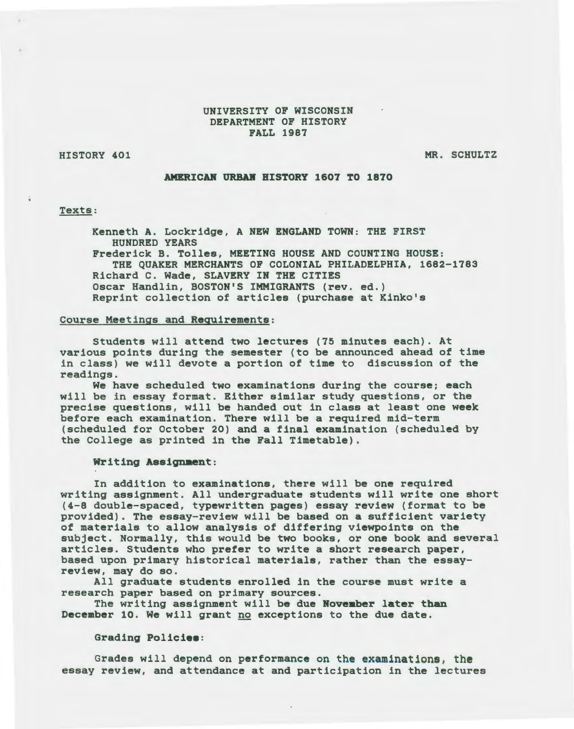UNIVERSITY OF WISCONSIN
DEPARTMENT OF HISTORY
FALL 1987

HISTORY 401 MR. SCHULTZ

# AMERICAN URBAN HISTORY 1607 TO 1870

## Texts:

Kenneth A. Lockridge, A NEW ENGLAND TOWN: THE FIRST HUNDRED YEARS
Frederick B. Tolles, MEETING HOUSE AND COUNTING HOUSE: THE QUAKER MERCHANTS OF COLONIAL PHILADELPHIA, 1682-1783
Richard C. Wade, SLAVERY IN THE CITIES
Oscar Handlin, BOSTON'S IMMIGRANTS (rev. ed.)
Reprint collection of articles (purchase at Kinko's

## Course Meetings and Requirements:

Students will attend two lectures (75 minutes each). At various points during the semester (to be announced ahead of time in class) we will devote a portion of time to discussion of the readings.

We have scheduled two examinations during the course; each will be in essay format. Either similar study questions, or the precise questions, will be handed out in class at least one week before each examination. There will be a required mid-term (scheduled for October 20) and a final examination (scheduled by the College as printed in the Fall Timetable).

### Writing Assignment:

In addition to examinations, there will be one required writing assignment. All undergraduate students will write one short (4-8 double-spaced, typewritten pages) essay review (format to be provided). The essay-review will be based on a sufficient variety of materials to allow analysis of differing viewpoints on the subject. Normally, this would be two books, or one book and several articles. Students who prefer to write a short research paper, based upon primary historical materials, rather than the essay-review, may do so.

All graduate students enrolled in the course must write a research paper based on primary sources.

The writing assignment will be due **November later than December 10**. We will grant no exceptions to the due date.

### Grading Policies:

Grades will depend on performance on the examinations, the essay review, and attendance at and participation in the lectures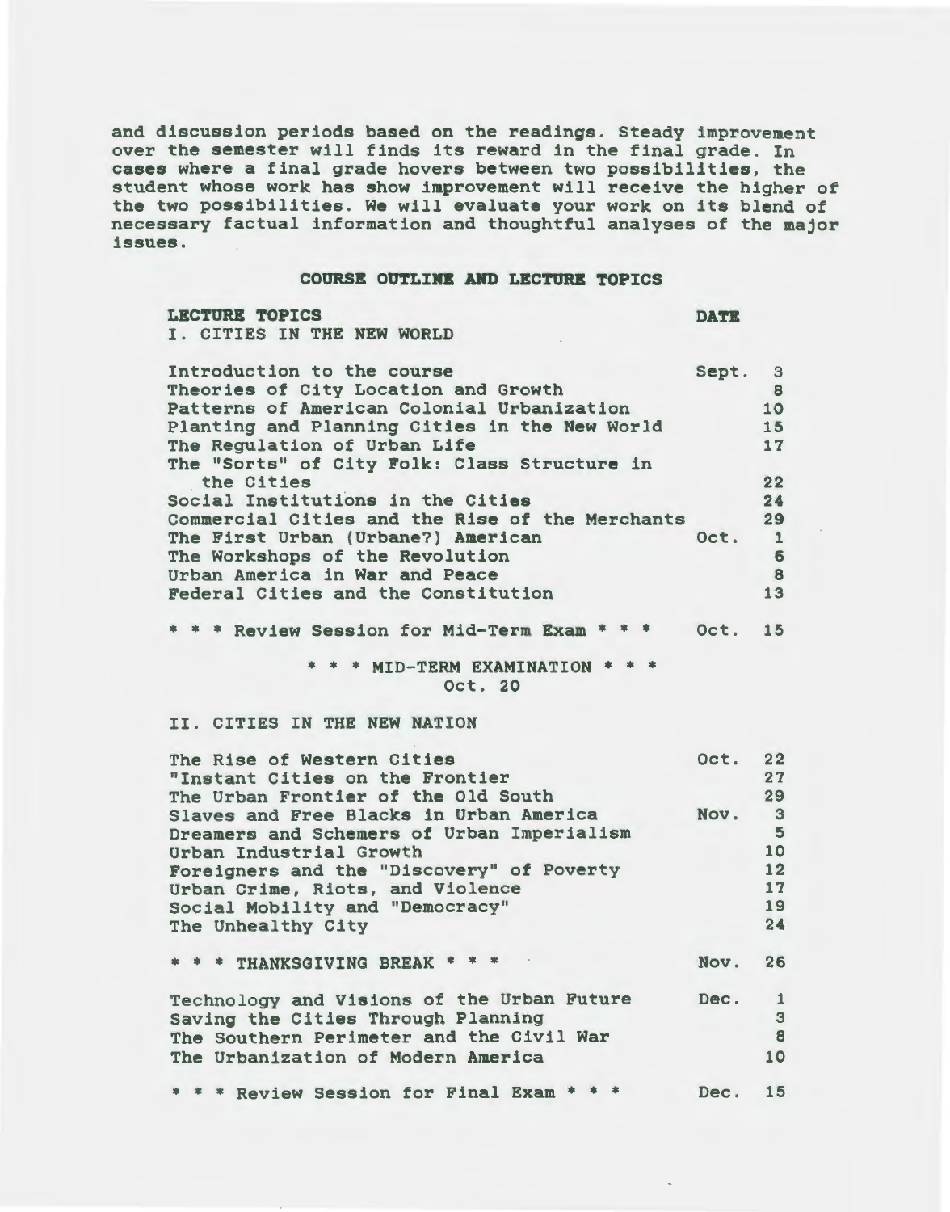and discussion periods based on the readings. Steady improvement over the semester will finds its reward in the final grade. In cases where a final grade hovers between two possibilities, the student whose work has show improvement will receive the higher of the two possibilities. We will evaluate your work on its blend of necessary factual information and thoughtful analyses of the major issues.

## COURSE OUTLINE AND LECTURE TOPICS

| LECTURE TOPICS | DATE |
|---|---|
| **I. CITIES IN THE NEW WORLD** | |
| Introduction to the course | Sept. 3 |
| Theories of City Location and Growth | 8 |
| Patterns of American Colonial Urbanization | 10 |
| Planting and Planning Cities in the New World | 15 |
| The Regulation of Urban Life | 17 |
| The "Sorts" of City Folk: Class Structure in the Cities | 22 |
| Social Institutions in the Cities | 24 |
| Commercial Cities and the Rise of the Merchants | 29 |
| The First Urban (Urbane?) American | Oct. 1 |
| The Workshops of the Revolution | 6 |
| Urban America in War and Peace | 8 |
| Federal Cities and the Constitution | 13 |
| * * * Review Session for Mid-Term Exam * * * | Oct. 15 |

* * * MID-TERM EXAMINATION * * *
Oct. 20

| LECTURE TOPICS | DATE |
|---|---|
| **II. CITIES IN THE NEW NATION** | |
| The Rise of Western Cities | Oct. 22 |
| "Instant Cities on the Frontier | 27 |
| The Urban Frontier of the Old South | 29 |
| Slaves and Free Blacks in Urban America | Nov. 3 |
| Dreamers and Schemers of Urban Imperialism | 5 |
| Urban Industrial Growth | 10 |
| Foreigners and the "Discovery" of Poverty | 12 |
| Urban Crime, Riots, and Violence | 17 |
| Social Mobility and "Democracy" | 19 |
| The Unhealthy City | 24 |
| * * * THANKSGIVING BREAK * * * | Nov. 26 |
| Technology and Visions of the Urban Future | Dec. 1 |
| Saving the Cities Through Planning | 3 |
| The Southern Perimeter and the Civil War | 8 |
| The Urbanization of Modern America | 10 |
| * * * Review Session for Final Exam * * * | Dec. 15 |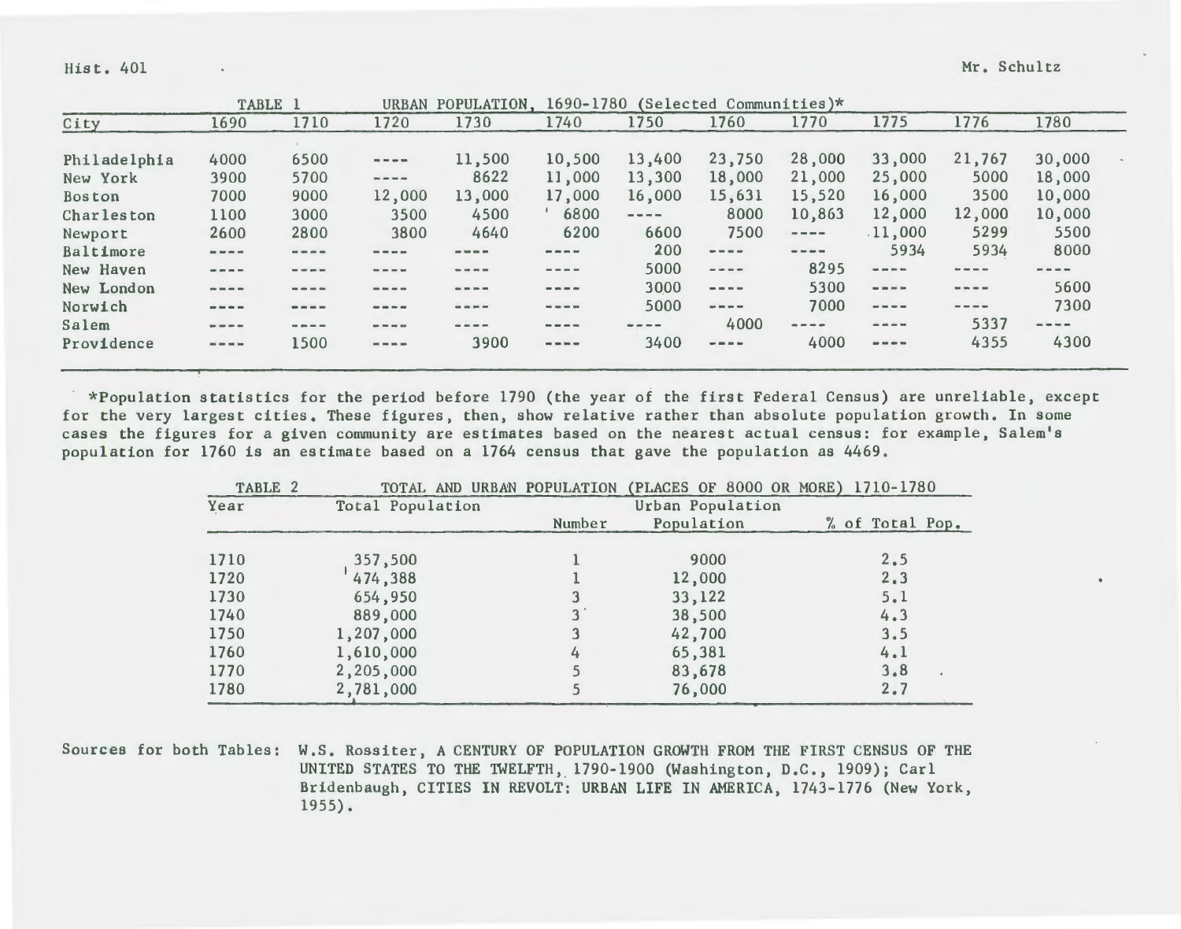Hist. 401 Mr. Schultz

| TABLE 1 | URBAN POPULATION, 1690-1780 (Selected Communities)* | | | | | | | | | | |
|---|---|---|---|---|---|---|---|---|---|---|---|
| City | 1690 | 1710 | 1720 | 1730 | 1740 | 1750 | 1760 | 1770 | 1775 | 1776 | 1780 |
| Philadelphia | 4000 | 6500 | ---- | 11,500 | 10,500 | 13,400 | 23,750 | 28,000 | 33,000 | 21,767 | 30,000 |
| New York | 3900 | 5700 | ---- | 8622 | 11,000 | 13,300 | 18,000 | 21,000 | 25,000 | 5000 | 18,000 |
| Boston | 7000 | 9000 | 12,000 | 13,000 | 17,000 | 16,000 | 15,631 | 15,520 | 16,000 | 3500 | 10,000 |
| Charleston | 1100 | 3000 | 3500 | 4500 | 6800 | ---- | 8000 | 10,863 | 12,000 | 12,000 | 10,000 |
| Newport | 2600 | 2800 | 3800 | 4640 | 6200 | 6600 | 7500 | ---- | 11,000 | 5299 | 5500 |
| Baltimore | ---- | ---- | ---- | ---- | ---- | 200 | ---- | ---- | 5934 | 5934 | 8000 |
| New Haven | ---- | ---- | ---- | ---- | ---- | 5000 | ---- | 8295 | ---- | ---- | ---- |
| New London | ---- | ---- | ---- | ---- | ---- | 3000 | ---- | 5300 | ---- | ---- | 5600 |
| Norwich | ---- | ---- | ---- | ---- | ---- | 5000 | ---- | 7000 | ---- | ---- | 7300 |
| Salem | ---- | ---- | ---- | ---- | ---- | ---- | 4000 | ---- | ---- | 5337 | ---- |
| Providence | ---- | 1500 | ---- | 3900 | ---- | 3400 | ---- | 4000 | ---- | 4355 | 4300 |

*Population statistics for the period before 1790 (the year of the first Federal Census) are unreliable, except for the very largest cities. These figures, then, show relative rather than absolute population growth. In some cases the figures for a given community are estimates based on the nearest actual census: for example, Salem's population for 1760 is an estimate based on a 1764 census that gave the population as 4469.

| TABLE 2 | TOTAL AND URBAN POPULATION (PLACES OF 8000 OR MORE) 1710-1780 | | | |
|---|---|---|---|---|
| Year | Total Population | Urban Population | | |
| | | Number | Population | % of Total Pop. |
| 1710 | 357,500 | 1 | 9000 | 2.5 |
| 1720 | 474,388 | 1 | 12,000 | 2.3 |
| 1730 | 654,950 | 3 | 33,122 | 5.1 |
| 1740 | 889,000 | 3 | 38,500 | 4.3 |
| 1750 | 1,207,000 | 3 | 42,700 | 3.5 |
| 1760 | 1,610,000 | 4 | 65,381 | 4.1 |
| 1770 | 2,205,000 | 5 | 83,678 | 3.8 |
| 1780 | 2,781,000 | 5 | 76,000 | 2.7 |

Sources for both Tables: W.S. Rossiter, A CENTURY OF POPULATION GROWTH FROM THE FIRST CENSUS OF THE UNITED STATES TO THE TWELFTH, 1790-1900 (Washington, D.C., 1909); Carl Bridenbaugh, CITIES IN REVOLT: URBAN LIFE IN AMERICA, 1743-1776 (New York, 1955).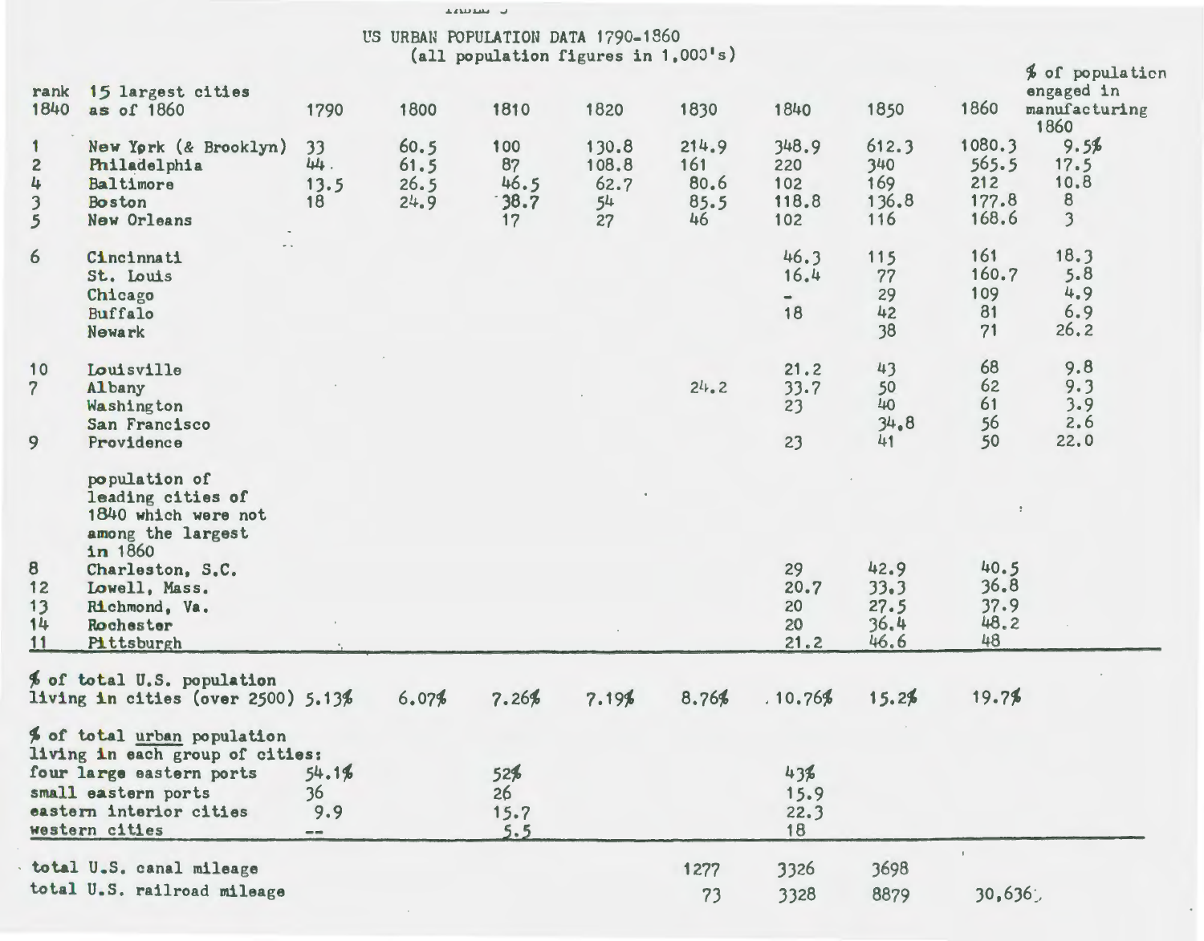TABLE 3

## US URBAN POPULATION DATA 1790-1860
(all population figures in 1,000's)

| rank 1840 | 15 largest cities as of 1860 | 1790 | 1800 | 1810 | 1820 | 1830 | 1840 | 1850 | 1860 | % of population engaged in manufacturing 1860 |
|---|---|---|---|---|---|---|---|---|---|---|
| 1 | New York (& Brooklyn) | 33 | 60.5 | 100 | 130.8 | 214.9 | 348.9 | 612.3 | 1080.3 | 9.5% |
| 2 | Philadelphia | 44 | 61.5 | 87 | 108.8 | 161 | 220 | 340 | 565.5 | 17.5 |
| 4 | Baltimore | 13.5 | 26.5 | 46.5 | 62.7 | 80.6 | 102 | 169 | 212 | 10.8 |
| 3 | Boston | 18 | 24.9 | 38.7 | 54 | 85.5 | 118.8 | 136.8 | 177.8 | 8 |
| 5 | New Orleans | | | 17 | 27 | 46 | 102 | 116 | 168.6 | 3 |
| 6 | Cincinnati | | | | | | 46.3 | 115 | 161 | 18.3 |
| | St. Louis | | | | | | 16.4 | 77 | 160.7 | 5.8 |
| | Chicago | | | | | | - | 29 | 109 | 4.9 |
| | Buffalo | | | | | | 18 | 42 | 81 | 6.9 |
| | Newark | | | | | | | 38 | 71 | 26.2 |
| 10 | Louisville | | | | | | 21.2 | 43 | 68 | 9.8 |
| 7 | Albany | | | | | 24.2 | 33.7 | 50 | 62 | 9.3 |
| | Washington | | | | | | 23 | 40 | 61 | 3.9 |
| | San Francisco | | | | | | | 34.8 | 56 | 2.6 |
| 9 | Providence | | | | | | 23 | 41 | 50 | 22.0 |
| | population of leading cities of 1840 which were not among the largest in 1860 | | | | | | | | | |
| 8 | Charleston, S.C. | | | | | | 29 | 42.9 | 40.5 | |
| 12 | Lowell, Mass. | | | | | | 20.7 | 33.3 | 36.8 | |
| 13 | Richmond, Va. | | | | | | 20 | 27.5 | 37.9 | |
| 14 | Rochester | | | | | | 20 | 36.4 | 48.2 | |
| 11 | Pittsburgh | | | | | | 21.2 | 46.6 | 48 | |
| | % of total U.S. population living in cities (over 2500) | 5.13% | 6.07% | 7.26% | 7.19% | 8.76% | 10.76% | 15.2% | 19.7% | |
| | % of total urban population living in each group of cities: | | | | | | | | | |
| | four large eastern ports | 54.1% | | 52% | | | 43% | | | |
| | small eastern ports | 36 | | 26 | | | 15.9 | | | |
| | eastern interior cities | 9.9 | | 15.7 | | | 22.3 | | | |
| | western cities | -- | | 5.5 | | | 18 | | | |
| | total U.S. canal mileage | | | | | 1277 | 3326 | 3698 | | |
| | total U.S. railroad mileage | | | | | 73 | 3328 | 8879 | 30,636 | |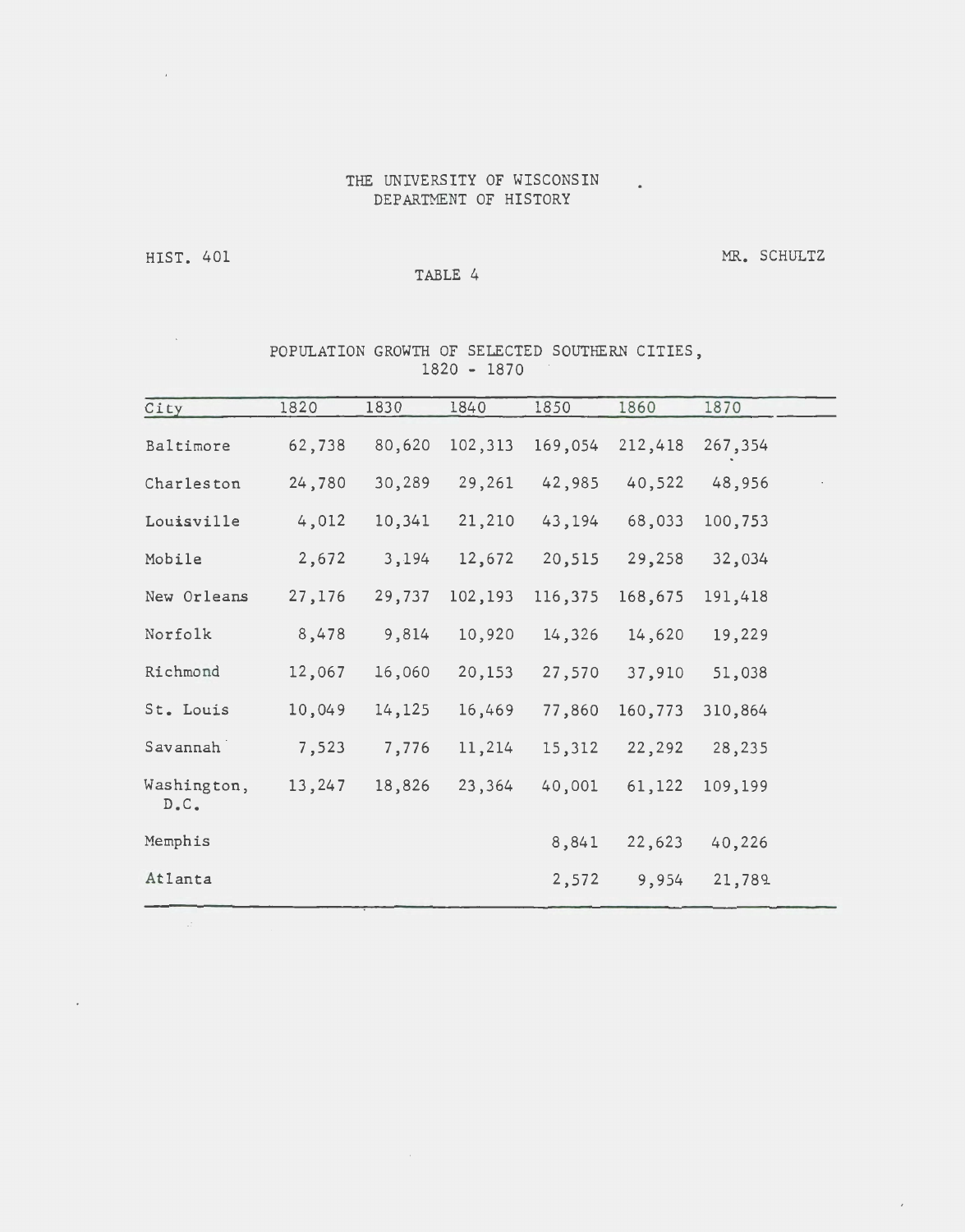THE UNIVERSITY OF WISCONSIN
DEPARTMENT OF HISTORY

HIST. 401

MR. SCHULTZ

TABLE 4

POPULATION GROWTH OF SELECTED SOUTHERN CITIES, 1820 - 1870

| City | 1820 | 1830 | 1840 | 1850 | 1860 | 1870 |
|---|---|---|---|---|---|---|
| Baltimore | 62,738 | 80,620 | 102,313 | 169,054 | 212,418 | 267,354 |
| Charleston | 24,780 | 30,289 | 29,261 | 42,985 | 40,522 | 48,956 |
| Louisville | 4,012 | 10,341 | 21,210 | 43,194 | 68,033 | 100,753 |
| Mobile | 2,672 | 3,194 | 12,672 | 20,515 | 29,258 | 32,034 |
| New Orleans | 27,176 | 29,737 | 102,193 | 116,375 | 168,675 | 191,418 |
| Norfolk | 8,478 | 9,814 | 10,920 | 14,326 | 14,620 | 19,229 |
| Richmond | 12,067 | 16,060 | 20,153 | 27,570 | 37,910 | 51,038 |
| St. Louis | 10,049 | 14,125 | 16,469 | 77,860 | 160,773 | 310,864 |
| Savannah | 7,523 | 7,776 | 11,214 | 15,312 | 22,292 | 28,235 |
| Washington, D.C. | 13,247 | 18,826 | 23,364 | 40,001 | 61,122 | 109,199 |
| Memphis | | | | 8,841 | 22,623 | 40,226 |
| Atlanta | | | | 2,572 | 9,954 | 21,789 |